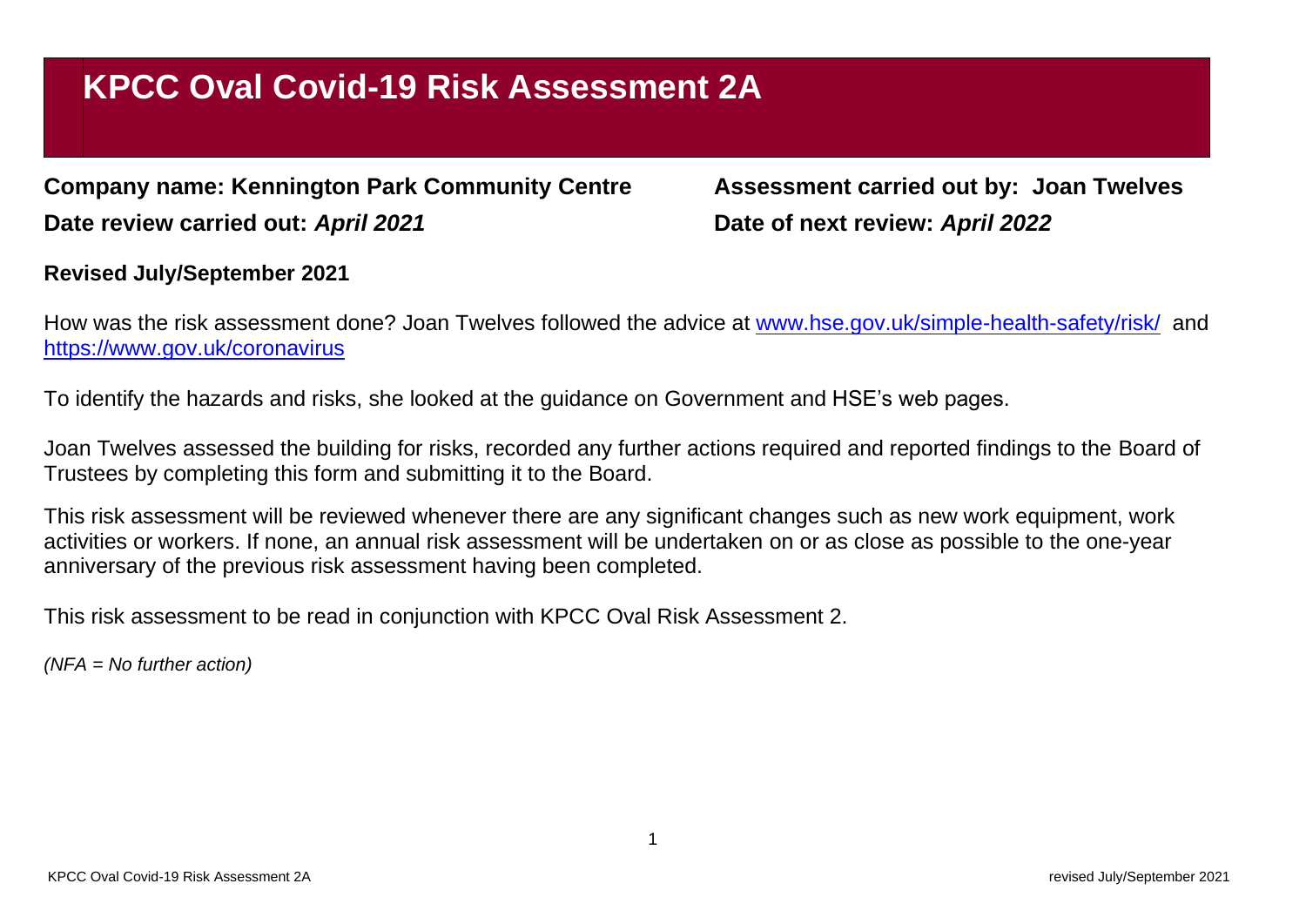# KPCC Oval Covid-19 Risk Assessment 2A

**Company name: Kennington Park Community Centre** **Assessment carried out by: Joan Twelves**

**Date review carried out:** ***April 2021*** **Date of next review:** ***April 2022***

**Revised July/September 2021**

How was the risk assessment done? Joan Twelves followed the advice at [www.hse.gov.uk/simple-health-safety/risk/](http://www.hse.gov.uk/simple-health-safety/risk/) and [https://www.gov.uk/coronavirus](https://www.gov.uk/coronavirus)

To identify the hazards and risks, she looked at the guidance on Government and HSE's web pages.

Joan Twelves assessed the building for risks, recorded any further actions required and reported findings to the Board of Trustees by completing this form and submitting it to the Board.

This risk assessment will be reviewed whenever there are any significant changes such as new work equipment, work activities or workers. If none, an annual risk assessment will be undertaken on or as close as possible to the one-year anniversary of the previous risk assessment having been completed.

This risk assessment to be read in conjunction with KPCC Oval Risk Assessment 2.

*(NFA = No further action)*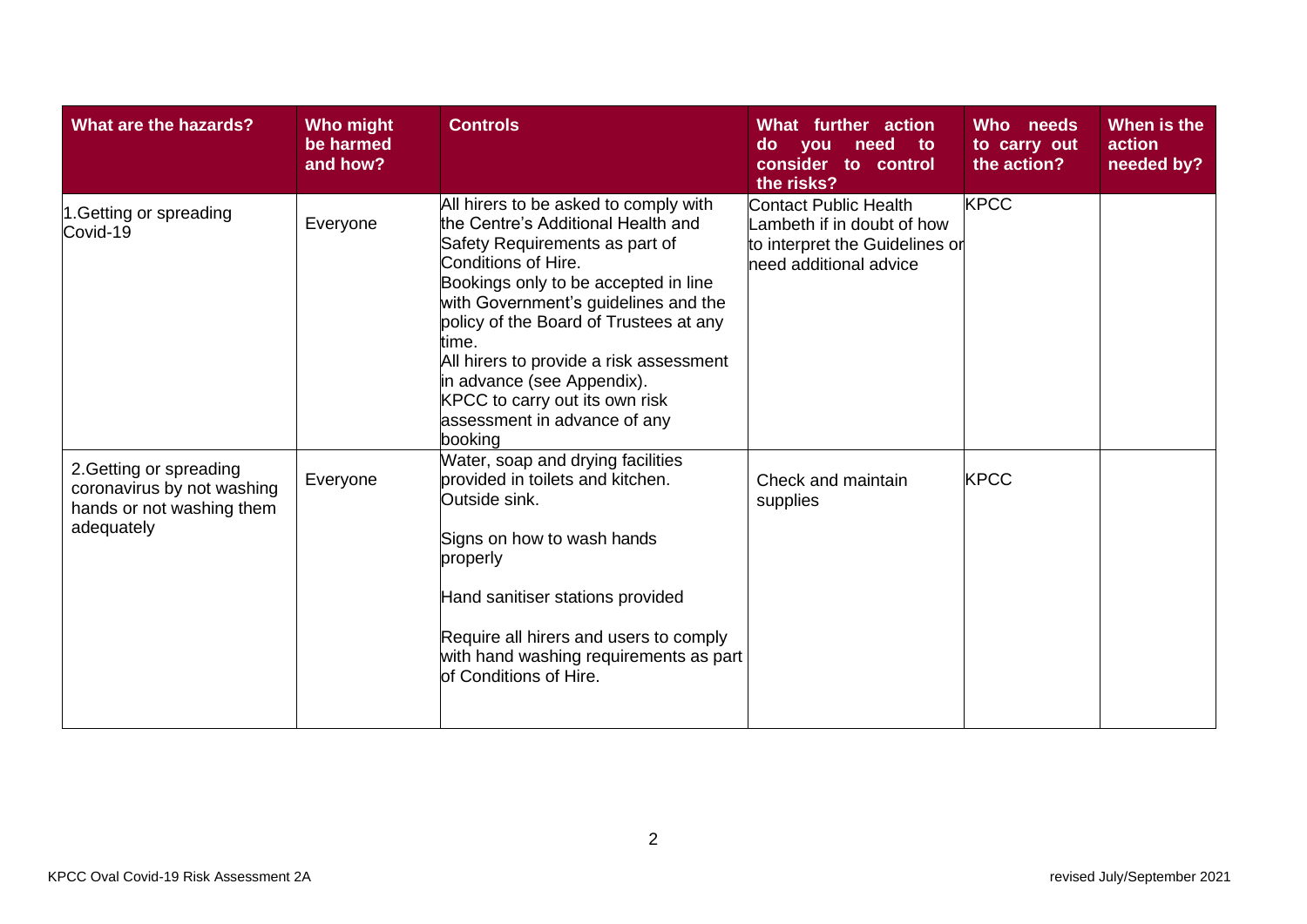| What are the hazards? | Who might be harmed and how? | Controls | What further action do you need to consider to control the risks? | Who needs to carry out the action? | When is the action needed by? |
|---|---|---|---|---|---|
| 1.Getting or spreading Covid-19 | Everyone | All hirers to be asked to comply with the Centre's Additional Health and Safety Requirements as part of Conditions of Hire.<br>Bookings only to be accepted in line with Government's guidelines and the policy of the Board of Trustees at any time.<br>All hirers to provide a risk assessment in advance (see Appendix).<br>KPCC to carry out its own risk assessment in advance of any booking | Contact Public Health Lambeth if in doubt of how to interpret the Guidelines or need additional advice | KPCC | |
| 2.Getting or spreading coronavirus by not washing hands or not washing them adequately | Everyone | Water, soap and drying facilities provided in toilets and kitchen. Outside sink.<br><br>Signs on how to wash hands properly<br><br>Hand sanitiser stations provided<br><br>Require all hirers and users to comply with hand washing requirements as part of Conditions of Hire. | Check and maintain supplies | KPCC | |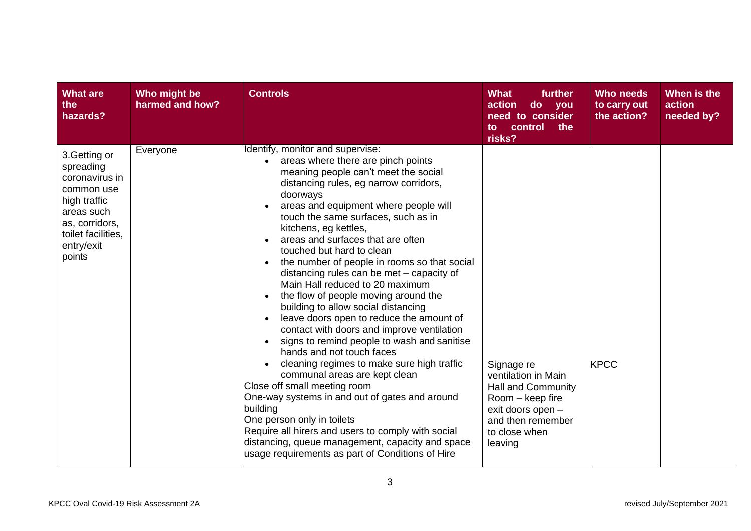| What are the hazards? | Who might be harmed and how? | Controls | What further action do you need to consider to control the risks? | Who needs to carry out the action? | When is the action needed by? |
|---|---|---|---|---|---|
| 3.Getting or spreading coronavirus in common use high traffic areas such as, corridors, toilet facilities, entry/exit points | Everyone | Identify, monitor and supervise:<br>• areas where there are pinch points meaning people can't meet the social distancing rules, eg narrow corridors, doorways<br>• areas and equipment where people will touch the same surfaces, such as in kitchens, eg kettles,<br>• areas and surfaces that are often touched but hard to clean<br>• the number of people in rooms so that social distancing rules can be met – capacity of Main Hall reduced to 20 maximum<br>• the flow of people moving around the building to allow social distancing<br>• leave doors open to reduce the amount of contact with doors and improve ventilation<br>• signs to remind people to wash and sanitise hands and not touch faces<br>• cleaning regimes to make sure high traffic communal areas are kept clean<br>Close off small meeting room<br>One-way systems in and out of gates and around building<br>One person only in toilets<br>Require all hirers and users to comply with social distancing, queue management, capacity and space usage requirements as part of Conditions of Hire | Signage re ventilation in Main Hall and Community Room – keep fire exit doors open – and then remember to close when leaving | KPCC | |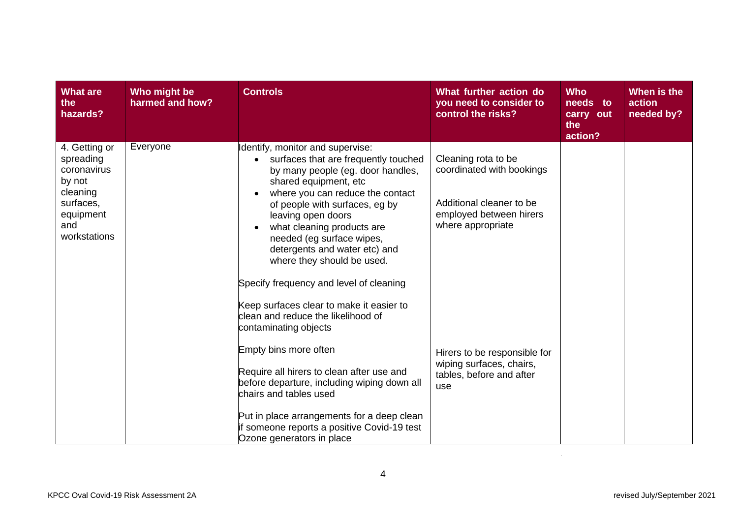| What are the hazards? | Who might be harmed and how? | Controls | What further action do you need to consider to control the risks? | Who needs to carry out the action? | When is the action needed by? |
|---|---|---|---|---|---|
| 4. Getting or spreading coronavirus by not cleaning surfaces, equipment and workstations | Everyone | Identify, monitor and supervise:<br>• surfaces that are frequently touched by many people (eg. door handles, shared equipment, etc<br>• where you can reduce the contact of people with surfaces, eg by leaving open doors<br>• what cleaning products are needed (eg surface wipes, detergents and water etc) and where they should be used.<br><br>Specify frequency and level of cleaning<br><br>Keep surfaces clear to make it easier to clean and reduce the likelihood of contaminating objects<br><br>Empty bins more often<br><br>Require all hirers to clean after use and before departure, including wiping down all chairs and tables used<br><br>Put in place arrangements for a deep clean if someone reports a positive Covid-19 test<br>Ozone generators in place | Cleaning rota to be coordinated with bookings<br><br>Additional cleaner to be employed between hirers where appropriate<br><br>Hirers to be responsible for wiping surfaces, chairs, tables, before and after use | | |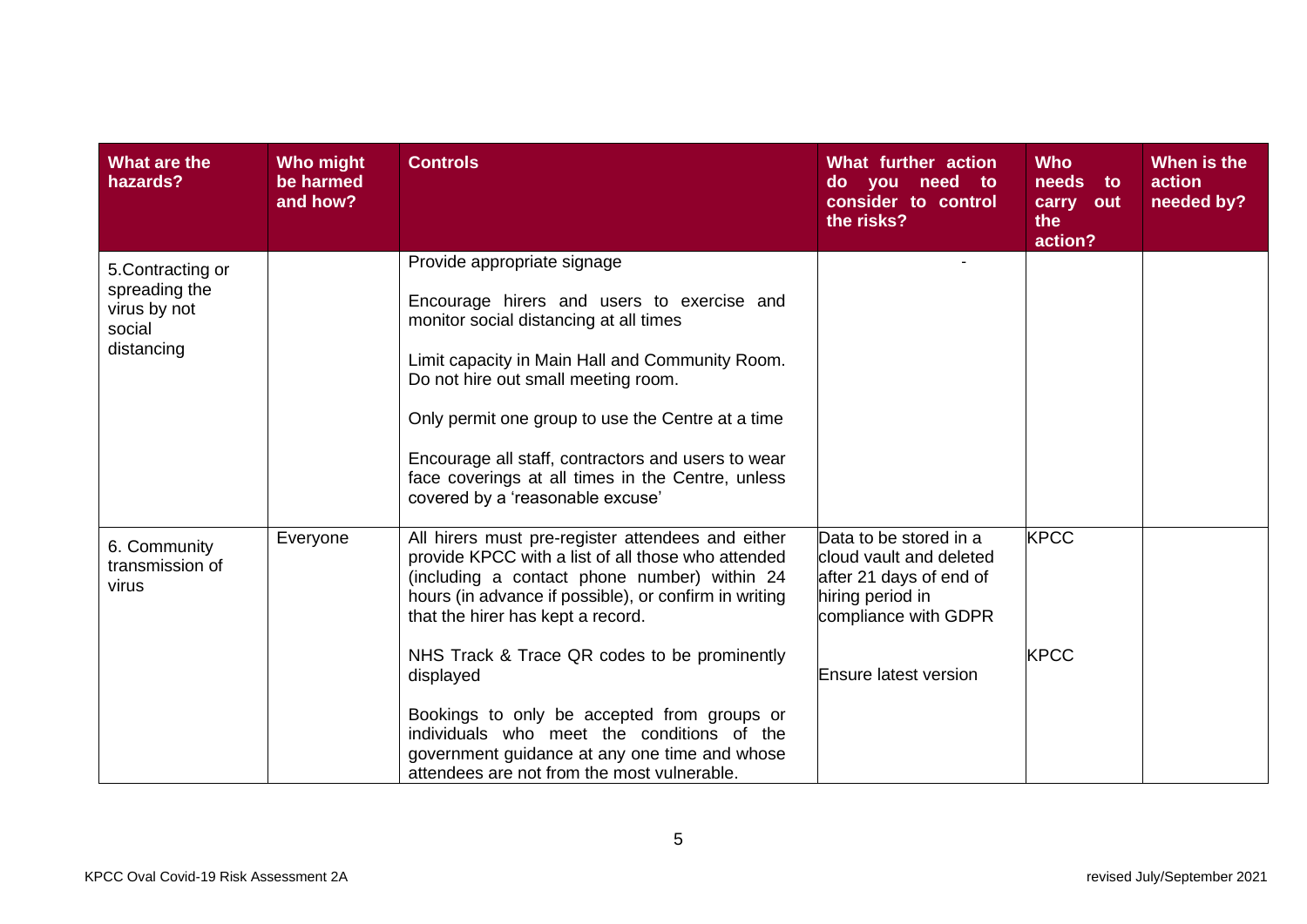| What are the hazards? | Who might be harmed and how? | Controls | What further action do you need to consider to control the risks? | Who needs to carry out the action? | When is the action needed by? |
|---|---|---|---|---|---|
| 5.Contracting or spreading the virus by not social distancing | | Provide appropriate signage<br><br>Encourage hirers and users to exercise and monitor social distancing at all times<br><br>Limit capacity in Main Hall and Community Room. Do not hire out small meeting room.<br><br>Only permit one group to use the Centre at a time<br><br>Encourage all staff, contractors and users to wear face coverings at all times in the Centre, unless covered by a 'reasonable excuse' | - | | |
| 6. Community transmission of virus | Everyone | All hirers must pre-register attendees and either provide KPCC with a list of all those who attended (including a contact phone number) within 24 hours (in advance if possible), or confirm in writing that the hirer has kept a record.<br><br>NHS Track & Trace QR codes to be prominently displayed<br><br>Bookings to only be accepted from groups or individuals who meet the conditions of the government guidance at any one time and whose attendees are not from the most vulnerable. | Data to be stored in a cloud vault and deleted after 21 days of end of hiring period in compliance with GDPR<br><br>Ensure latest version | KPCC<br><br>KPCC | |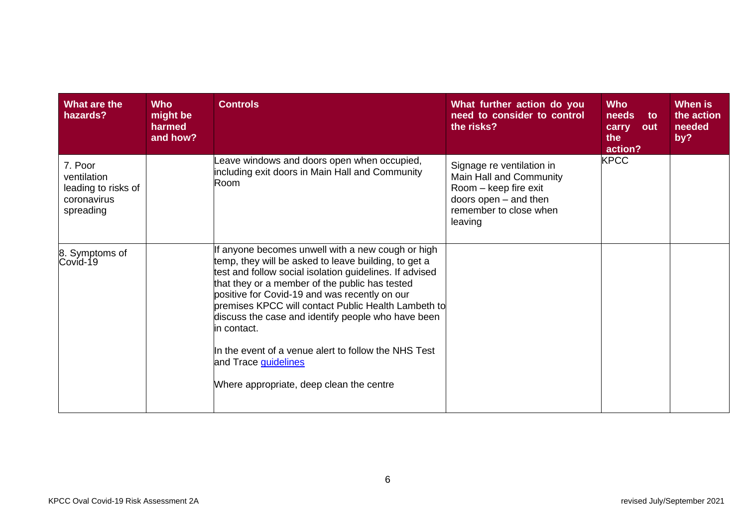| What are the hazards? | Who might be harmed and how? | Controls | What further action do you need to consider to control the risks? | Who needs to carry out the action? | When is the action needed by? |
|---|---|---|---|---|---|
| 7. Poor ventilation leading to risks of coronavirus spreading | | Leave windows and doors open when occupied, including exit doors in Main Hall and Community Room | Signage re ventilation in Main Hall and Community Room – keep fire exit doors open – and then remember to close when leaving | KPCC | |
| 8. Symptoms of Covid-19 | | If anyone becomes unwell with a new cough or high temp, they will be asked to leave building, to get a test and follow social isolation guidelines. If advised that they or a member of the public has tested positive for Covid-19 and was recently on our premises KPCC will contact Public Health Lambeth to discuss the case and identify people who have been in contact.<br><br>In the event of a venue alert to follow the NHS Test and Trace guidelines<br><br>Where appropriate, deep clean the centre | | | |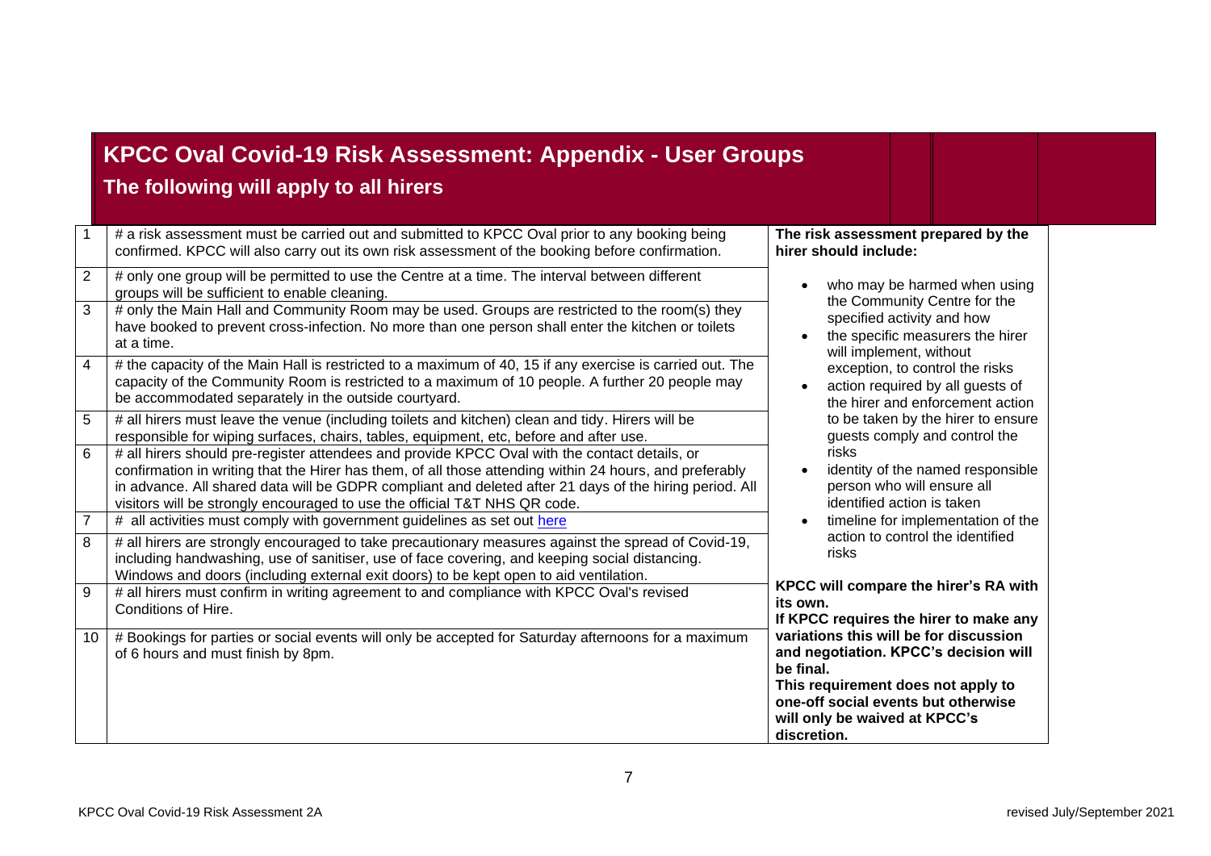# KPCC Oval Covid-19 Risk Assessment: Appendix - User Groups

## The following will apply to all hirers

| | | |
|---|---|---|
| 1 | # a risk assessment must be carried out and submitted to KPCC Oval prior to any booking being confirmed. KPCC will also carry out its own risk assessment of the booking before confirmation. | **The risk assessment prepared by the hirer should include:**<br>• who may be harmed when using the Community Centre for the specified activity and how<br>• the specific measurers the hirer will implement, without exception, to control the risks<br>• action required by all guests of the hirer and enforcement action to be taken by the hirer to ensure guests comply and control the risks<br>• identity of the named responsible person who will ensure all identified action is taken<br>• timeline for implementation of the action to control the identified risks<br><br>**KPCC will compare the hirer's RA with its own.**<br>**If KPCC requires the hirer to make any variations this will be for discussion and negotiation. KPCC's decision will be final.**<br>**This requirement does not apply to one-off social events but otherwise will only be waived at KPCC's discretion.** |
| 2 | # only one group will be permitted to use the Centre at a time. The interval between different groups will be sufficient to enable cleaning. | |
| 3 | # only the Main Hall and Community Room may be used. Groups are restricted to the room(s) they have booked to prevent cross-infection. No more than one person shall enter the kitchen or toilets at a time. | |
| 4 | # the capacity of the Main Hall is restricted to a maximum of 40, 15 if any exercise is carried out. The capacity of the Community Room is restricted to a maximum of 10 people. A further 20 people may be accommodated separately in the outside courtyard. | |
| 5 | # all hirers must leave the venue (including toilets and kitchen) clean and tidy. Hirers will be responsible for wiping surfaces, chairs, tables, equipment, etc, before and after use. | |
| 6 | # all hirers should pre-register attendees and provide KPCC Oval with the contact details, or confirmation in writing that the Hirer has them, of all those attending within 24 hours, and preferably in advance. All shared data will be GDPR compliant and deleted after 21 days of the hiring period. All visitors will be strongly encouraged to use the official T&T NHS QR code. | |
| 7 | # all activities must comply with government guidelines as set out here | |
| 8 | # all hirers are strongly encouraged to take precautionary measures against the spread of Covid-19, including handwashing, use of sanitiser, use of face covering, and keeping social distancing. Windows and doors (including external exit doors) to be kept open to aid ventilation. | |
| 9 | # all hirers must confirm in writing agreement to and compliance with KPCC Oval's revised Conditions of Hire. | |
| 10 | # Bookings for parties or social events will only be accepted for Saturday afternoons for a maximum of 6 hours and must finish by 8pm. | |